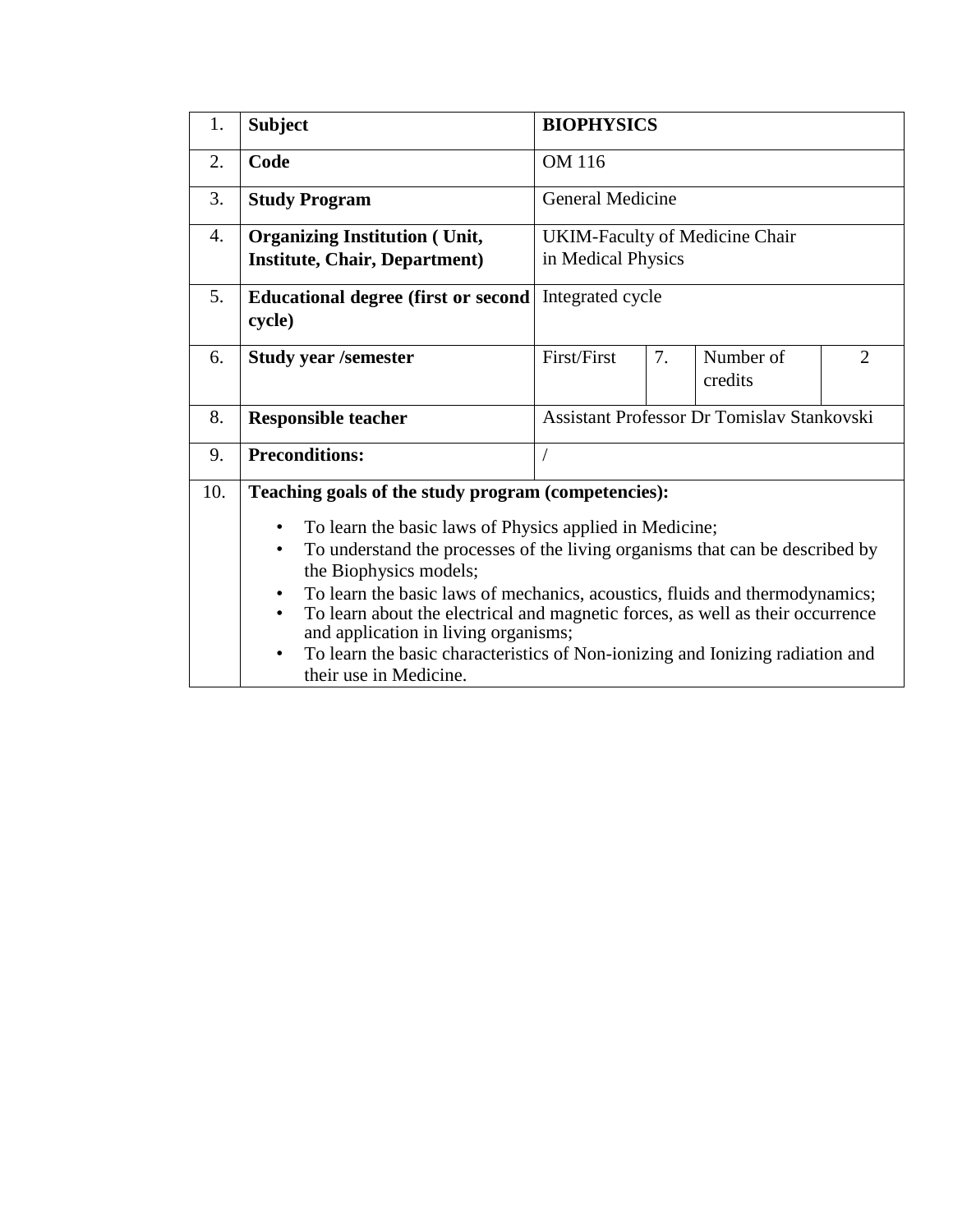| 1. | **Subject** | **BIOPHYSICS** | | | |
|---|---|---|---|---|---|
| 2. | **Code** | OM 116 | | | |
| 3. | **Study Program** | General Medicine | | | |
| 4. | **Organizing Institution ( Unit, Institute, Chair, Department)** | UKIM-Faculty of Medicine Chair in Medical Physics | | | |
| 5. | **Educational degree (first or second cycle)** | Integrated cycle | | | |
| 6. | **Study year /semester** | First/First | 7. | Number of credits | 2 |
| 8. | **Responsible teacher** | Assistant Professor Dr Tomislav Stankovski | | | |
| 9. | **Preconditions:** | / | | | |
| 10. | **Teaching goals of the study program (competencies):** • To learn the basic laws of Physics applied in Medicine; • To understand the processes of the living organisms that can be described by the Biophysics models; • To learn the basic laws of mechanics, acoustics, fluids and thermodynamics; • To learn about the electrical and magnetic forces, as well as their occurrence and application in living organisms; • To learn the basic characteristics of Non-ionizing and Ionizing radiation and their use in Medicine. | | | | |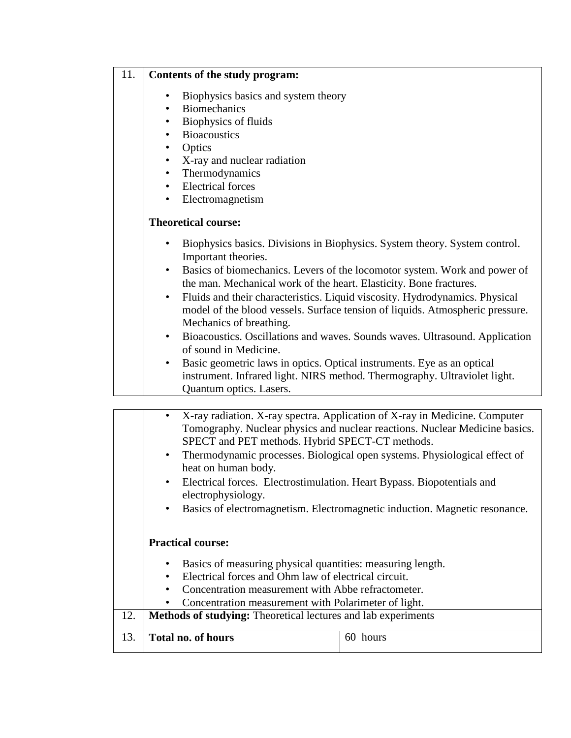| | | |
|---|---|---|
| 11. | **Contents of the study program:**<br><br>• Biophysics basics and system theory<br>• Biomechanics<br>• Biophysics of fluids<br>• Bioacoustics<br>• Optics<br>• X-ray and nuclear radiation<br>• Thermodynamics<br>• Electrical forces<br>• Electromagnetism<br><br>**Theoretical course:**<br><br>• Biophysics basics. Divisions in Biophysics. System theory. System control. Important theories.<br>• Basics of biomechanics. Levers of the locomotor system. Work and power of the man. Mechanical work of the heart. Elasticity. Bone fractures.<br>• Fluids and their characteristics. Liquid viscosity. Hydrodynamics. Physical model of the blood vessels. Surface tension of liquids. Atmospheric pressure. Mechanics of breathing.<br>• Bioacoustics. Oscillations and waves. Sounds waves. Ultrasound. Application of sound in Medicine.<br>• Basic geometric laws in optics. Optical instruments. Eye as an optical instrument. Infrared light. NIRS method. Thermography. Ultraviolet light. Quantum optics. Lasers.<br>• X-ray radiation. X-ray spectra. Application of X-ray in Medicine. Computer Tomography. Nuclear physics and nuclear reactions. Nuclear Medicine basics. SPECT and PET methods. Hybrid SPECT-CT methods.<br>• Thermodynamic processes. Biological open systems. Physiological effect of heat on human body.<br>• Electrical forces. Electrostimulation. Heart Bypass. Biopotentials and electrophysiology.<br>• Basics of electromagnetism. Electromagnetic induction. Magnetic resonance.<br><br>**Practical course:**<br><br>• Basics of measuring physical quantities: measuring length.<br>• Electrical forces and Ohm law of electrical circuit.<br>• Concentration measurement with Abbe refractometer.<br>• Concentration measurement with Polarimeter of light. | |
| 12. | **Methods of studying:** Theoretical lectures and lab experiments | |
| 13. | **Total no. of hours** | 60 hours |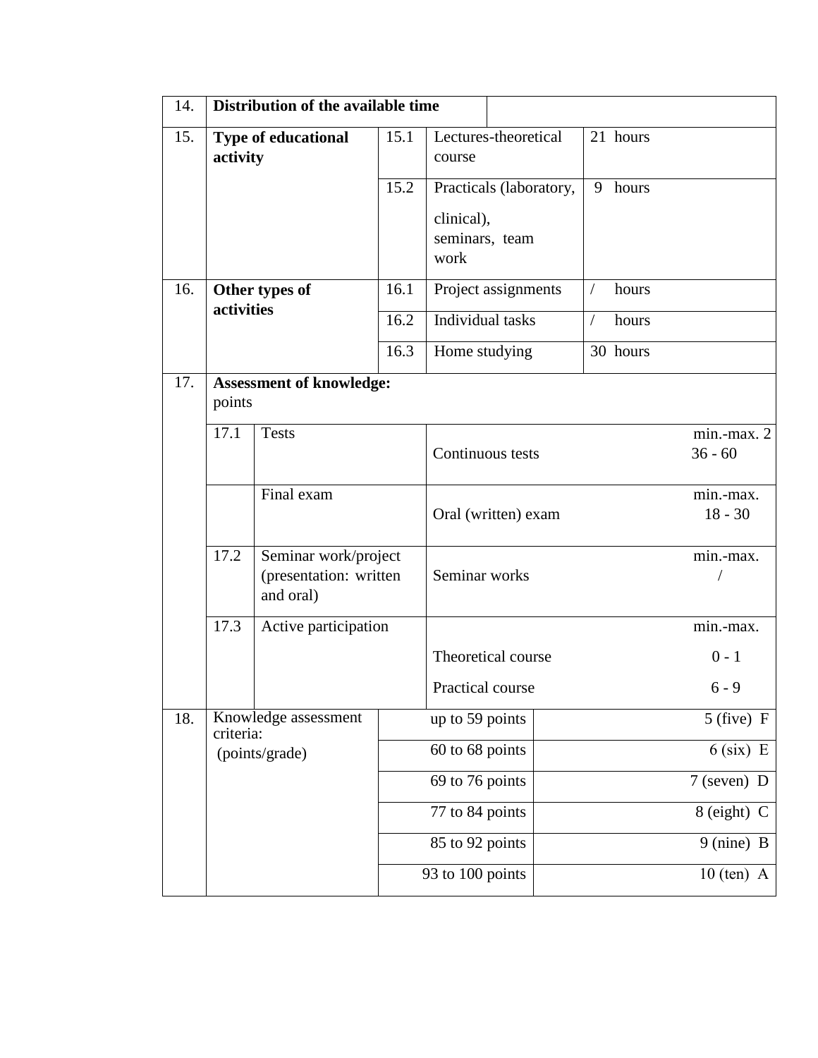| 14. | **Distribution of the available time** | | | | |
|---|---|---|---|---|---|
| 15. | **Type of educational activity** | 15.1 | Lectures-theoretical course | 21 hours | |
| | | 15.2 | Practicals (laboratory, clinical), seminars, team work | 9 hours | |
| 16. | **Other types of activities** | 16.1 | Project assignments | / hours | |
| | | 16.2 | Individual tasks | / hours | |
| | | 16.3 | Home studying | 30 hours | |

| 17. | **Assessment of knowledge:** points | | | |
|---|---|---|---|---|
| | 17.1 | Tests | Continuous tests | min.-max. 2 36 - 60 |
| | | Final exam | Oral (written) exam | min.-max. 18 - 30 |
| | 17.2 | Seminar work/project (presentation: written and oral) | Seminar works | min.-max. / |
| | 17.3 | Active participation | Theoretical course | min.-max. 0 - 1 |
| | | | Practical course | 6 - 9 |

| 18. | Knowledge assessment criteria: (points/grade) | up to 59 points | 5 (five) F |
|---|---|---|---|
| | | 60 to 68 points | 6 (six) E |
| | | 69 to 76 points | 7 (seven) D |
| | | 77 to 84 points | 8 (eight) C |
| | | 85 to 92 points | 9 (nine) B |
| | | 93 to 100 points | 10 (ten) A |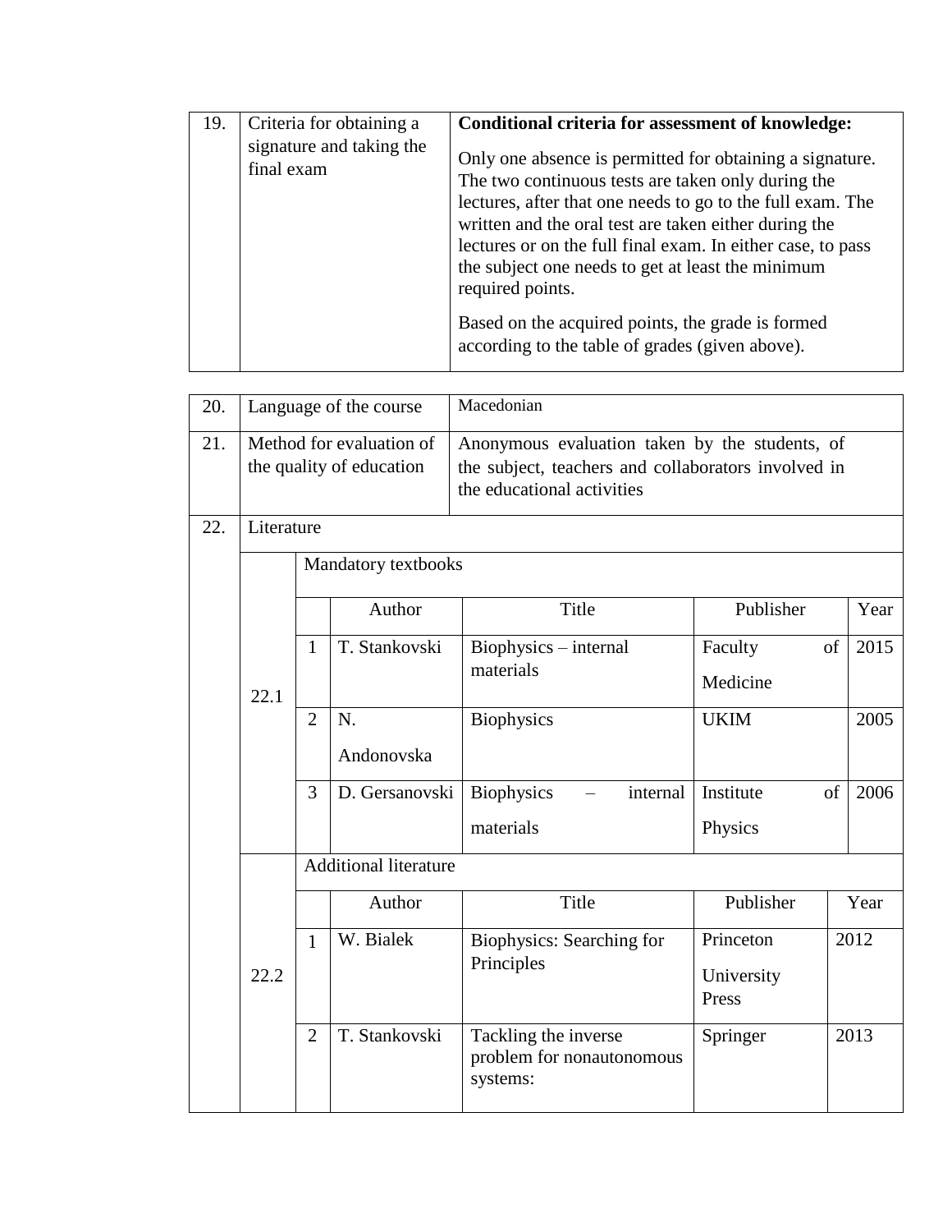| 19. | Criteria for obtaining a signature and taking the final exam | **Conditional criteria for assessment of knowledge:**<br><br>Only one absence is permitted for obtaining a signature. The two continuous tests are taken only during the lectures, after that one needs to go to the full exam. The written and the oral test are taken either during the lectures or on the full final exam. In either case, to pass the subject one needs to get at least the minimum required points.<br><br>Based on the acquired points, the grade is formed according to the table of grades (given above). |
|---|---|---|

| 20. | Language of the course | Macedonian |
|---|---|---|
| 21. | Method for evaluation of the quality of education | Anonymous evaluation taken by the students, of the subject, teachers and collaborators involved in the educational activities |
| 22. | Literature | |

**22.1 Mandatory textbooks**

| | Author | Title | Publisher | Year |
|---|---|---|---|---|
| 1 | T. Stankovski | Biophysics – internal materials | Faculty of Medicine | 2015 |
| 2 | N. Andonovska | Biophysics | UKIM | 2005 |
| 3 | D. Gersanovski | Biophysics – internal materials | Institute of Physics | 2006 |

**22.2 Additional literature**

| | Author | Title | Publisher | Year |
|---|---|---|---|---|
| 1 | W. Bialek | Biophysics: Searching for Principles | Princeton University Press | 2012 |
| 2 | T. Stankovski | Tackling the inverse problem for nonautonomous systems: | Springer | 2013 |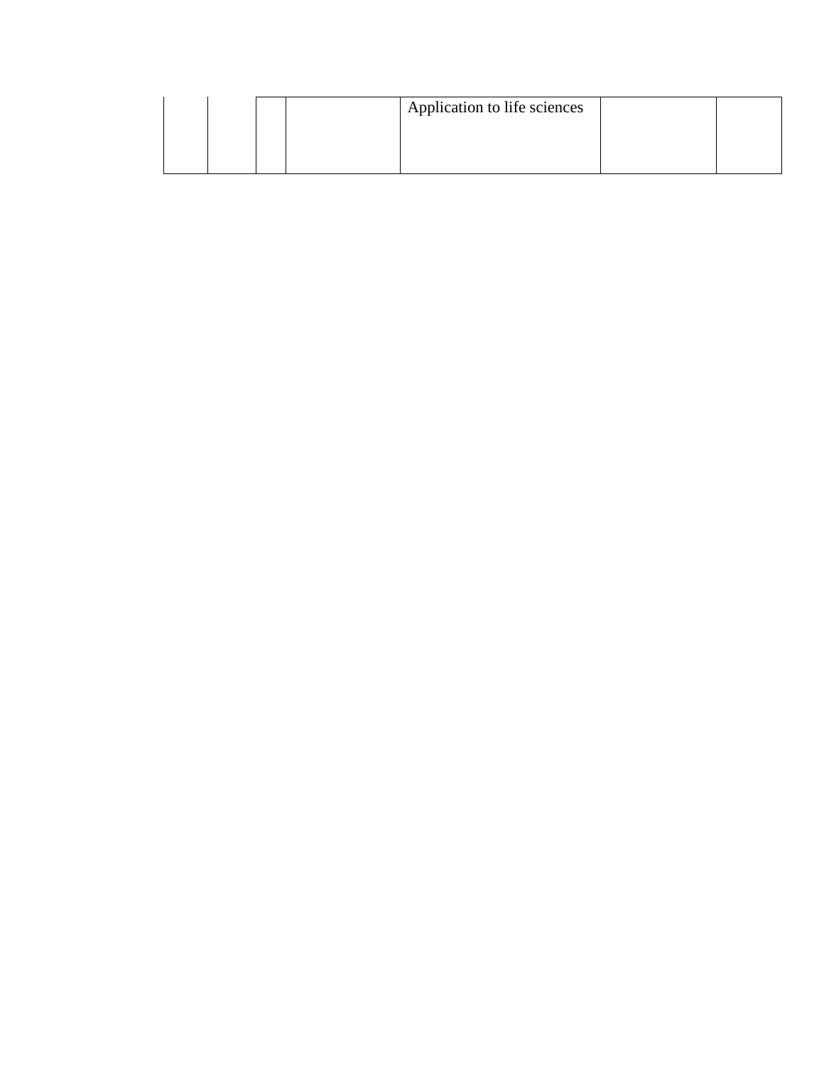| | | | | | | |
|---|---|---|---|---|---|---|
| | | | | Application to life sciences | | |